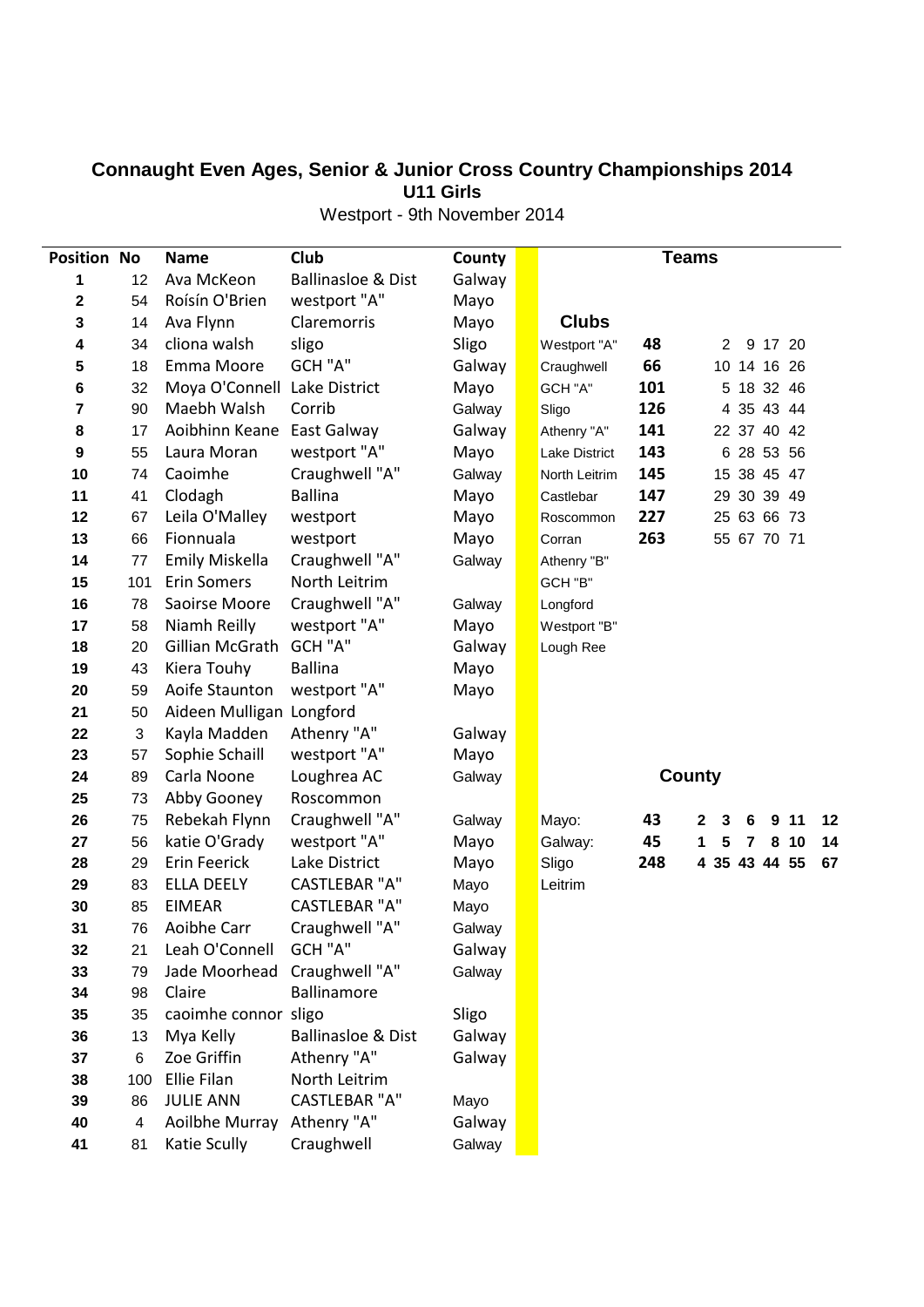# Connaught Even Ages, Senior & Junior Cross Country Championships 2014

## U11 Girls

Westport - 9th November 2014

| Position | No | Name | Club | County |
|---|---|---|---|---|
| 1 | 12 | Ava McKeon | Ballinasloe & Dist | Galway |
| 2 | 54 | Roísín O'Brien | westport "A" | Mayo |
| 3 | 14 | Ava Flynn | Claremorris | Mayo |
| 4 | 34 | cliona walsh | sligo | Sligo |
| 5 | 18 | Emma Moore | GCH "A" | Galway |
| 6 | 32 | Moya O'Connell | Lake District | Mayo |
| 7 | 90 | Maebh Walsh | Corrib | Galway |
| 8 | 17 | Aoibhinn Keane | East Galway | Galway |
| 9 | 55 | Laura Moran | westport "A" | Mayo |
| 10 | 74 | Caoimhe | Craughwell "A" | Galway |
| 11 | 41 | Clodagh | Ballina | Mayo |
| 12 | 67 | Leila O'Malley | westport | Mayo |
| 13 | 66 | Fionnuala | westport | Mayo |
| 14 | 77 | Emily Miskella | Craughwell "A" | Galway |
| 15 | 101 | Erin Somers | North Leitrim | |
| 16 | 78 | Saoirse Moore | Craughwell "A" | Galway |
| 17 | 58 | Niamh Reilly | westport "A" | Mayo |
| 18 | 20 | Gillian McGrath | GCH "A" | Galway |
| 19 | 43 | Kiera Touhy | Ballina | Mayo |
| 20 | 59 | Aoife Staunton | westport "A" | Mayo |
| 21 | 50 | Aideen Mulligan | Longford | |
| 22 | 3 | Kayla Madden | Athenry "A" | Galway |
| 23 | 57 | Sophie Schaill | westport "A" | Mayo |
| 24 | 89 | Carla Noone | Loughrea AC | Galway |
| 25 | 73 | Abby Gooney | Roscommon | |
| 26 | 75 | Rebekah Flynn | Craughwell "A" | Galway |
| 27 | 56 | katie O'Grady | westport "A" | Mayo |
| 28 | 29 | Erin Feerick | Lake District | Mayo |
| 29 | 83 | ELLA DEELY | CASTLEBAR "A" | Mayo |
| 30 | 85 | EIMEAR | CASTLEBAR "A" | Mayo |
| 31 | 76 | Aoibhe Carr | Craughwell "A" | Galway |
| 32 | 21 | Leah O'Connell | GCH "A" | Galway |
| 33 | 79 | Jade Moorhead | Craughwell "A" | Galway |
| 34 | 98 | Claire | Ballinamore | |
| 35 | 35 | caoimhe connor | sligo | Sligo |
| 36 | 13 | Mya Kelly | Ballinasloe & Dist | Galway |
| 37 | 6 | Zoe Griffin | Athenry "A" | Galway |
| 38 | 100 | Ellie Filan | North Leitrim | |
| 39 | 86 | JULIE ANN | CASTLEBAR "A" | Mayo |
| 40 | 4 | Aoilbhe Murray | Athenry "A" | Galway |
| 41 | 81 | Katie Scully | Craughwell | Galway |

## Teams

### Clubs

| Club | Points | | | | |
|---|---|---|---|---|---|
| Westport "A" | 48 | 2 | 9 | 17 | 20 |
| Craughwell | 66 | 10 | 14 | 16 | 26 |
| GCH "A" | 101 | 5 | 18 | 32 | 46 |
| Sligo | 126 | 4 | 35 | 43 | 44 |
| Athenry "A" | 141 | 22 | 37 | 40 | 42 |
| Lake District | 143 | 6 | 28 | 53 | 56 |
| North Leitrim | 145 | 15 | 38 | 45 | 47 |
| Castlebar | 147 | 29 | 30 | 39 | 49 |
| Roscommon | 227 | 25 | 63 | 66 | 73 |
| Corran | 263 | 55 | 67 | 70 | 71 |
| Athenry "B" | | | | | |
| GCH "B" | | | | | |
| Longford | | | | | |
| Westport "B" | | | | | |
| Lough Ree | | | | | |

### County

| County | Points | | | | | | |
|---|---|---|---|---|---|---|---|
| Mayo: | 43 | 2 | 3 | 6 | 9 | 11 | 12 |
| Galway: | 45 | 1 | 5 | 7 | 8 | 10 | 14 |
| Sligo | 248 | 4 | 35 | 43 | 44 | 55 | 67 |
| Leitrim | | | | | | | |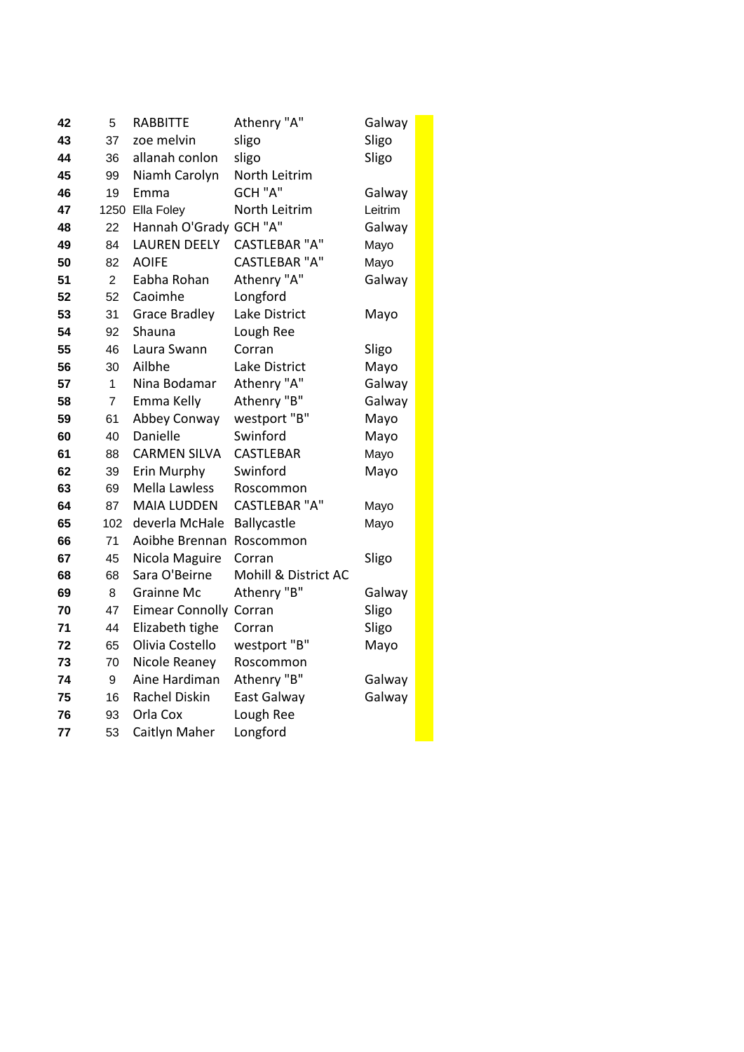| | | | | |
|---|---|---|---|---|
| 42 | 5 | RABBITTE | Athenry "A" | Galway |
| 43 | 37 | zoe melvin | sligo | Sligo |
| 44 | 36 | allanah conlon | sligo | Sligo |
| 45 | 99 | Niamh Carolyn | North Leitrim | |
| 46 | 19 | Emma | GCH "A" | Galway |
| 47 | 1250 | Ella Foley | North Leitrim | Leitrim |
| 48 | 22 | Hannah O'Grady | GCH "A" | Galway |
| 49 | 84 | LAUREN DEELY | CASTLEBAR "A" | Mayo |
| 50 | 82 | AOIFE | CASTLEBAR "A" | Mayo |
| 51 | 2 | Eabha Rohan | Athenry "A" | Galway |
| 52 | 52 | Caoimhe | Longford | |
| 53 | 31 | Grace Bradley | Lake District | Mayo |
| 54 | 92 | Shauna | Lough Ree | |
| 55 | 46 | Laura Swann | Corran | Sligo |
| 56 | 30 | Ailbhe | Lake District | Mayo |
| 57 | 1 | Nina Bodamar | Athenry "A" | Galway |
| 58 | 7 | Emma Kelly | Athenry "B" | Galway |
| 59 | 61 | Abbey Conway | westport "B" | Mayo |
| 60 | 40 | Danielle | Swinford | Mayo |
| 61 | 88 | CARMEN SILVA | CASTLEBAR | Mayo |
| 62 | 39 | Erin Murphy | Swinford | Mayo |
| 63 | 69 | Mella Lawless | Roscommon | |
| 64 | 87 | MAIA LUDDEN | CASTLEBAR "A" | Mayo |
| 65 | 102 | deverla McHale | Ballycastle | Mayo |
| 66 | 71 | Aoibhe Brennan | Roscommon | |
| 67 | 45 | Nicola Maguire | Corran | Sligo |
| 68 | 68 | Sara O'Beirne | Mohill & District AC | |
| 69 | 8 | Grainne Mc | Athenry "B" | Galway |
| 70 | 47 | Eimear Connolly | Corran | Sligo |
| 71 | 44 | Elizabeth tighe | Corran | Sligo |
| 72 | 65 | Olivia Costello | westport "B" | Mayo |
| 73 | 70 | Nicole Reaney | Roscommon | |
| 74 | 9 | Aine Hardiman | Athenry "B" | Galway |
| 75 | 16 | Rachel Diskin | East Galway | Galway |
| 76 | 93 | Orla Cox | Lough Ree | |
| 77 | 53 | Caitlyn Maher | Longford | |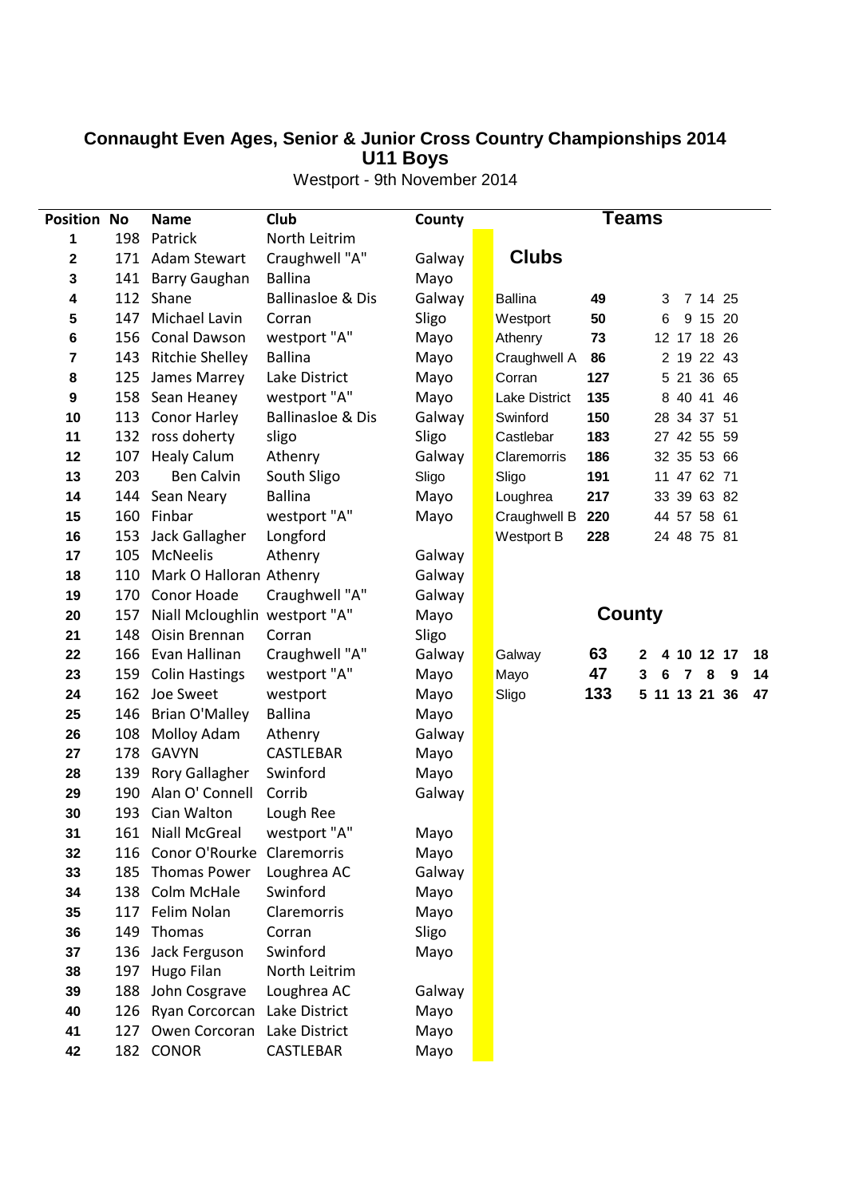# Connaught Even Ages, Senior & Junior Cross Country Championships 2014
## U11 Boys

Westport - 9th November 2014

| Position | No | Name | Club | County |
|---|---|---|---|---|
| 1 | 198 | Patrick | North Leitrim | |
| 2 | 171 | Adam Stewart | Craughwell "A" | Galway |
| 3 | 141 | Barry Gaughan | Ballina | Mayo |
| 4 | 112 | Shane | Ballinasloe & Dis | Galway |
| 5 | 147 | Michael Lavin | Corran | Sligo |
| 6 | 156 | Conal Dawson | westport "A" | Mayo |
| 7 | 143 | Ritchie Shelley | Ballina | Mayo |
| 8 | 125 | James Marrey | Lake District | Mayo |
| 9 | 158 | Sean Heaney | westport "A" | Mayo |
| 10 | 113 | Conor Harley | Ballinasloe & Dis | Galway |
| 11 | 132 | ross doherty | sligo | Sligo |
| 12 | 107 | Healy Calum | Athenry | Galway |
| 13 | 203 | Ben Calvin | South Sligo | Sligo |
| 14 | 144 | Sean Neary | Ballina | Mayo |
| 15 | 160 | Finbar | westport "A" | Mayo |
| 16 | 153 | Jack Gallagher | Longford | |
| 17 | 105 | McNeelis | Athenry | Galway |
| 18 | 110 | Mark O Halloran | Athenry | Galway |
| 19 | 170 | Conor Hoade | Craughwell "A" | Galway |
| 20 | 157 | Niall Mcloughlin | westport "A" | Mayo |
| 21 | 148 | Oisin Brennan | Corran | Sligo |
| 22 | 166 | Evan Hallinan | Craughwell "A" | Galway |
| 23 | 159 | Colin Hastings | westport "A" | Mayo |
| 24 | 162 | Joe Sweet | westport | Mayo |
| 25 | 146 | Brian O'Malley | Ballina | Mayo |
| 26 | 108 | Molloy Adam | Athenry | Galway |
| 27 | 178 | GAVYN | CASTLEBAR | Mayo |
| 28 | 139 | Rory Gallagher | Swinford | Mayo |
| 29 | 190 | Alan O' Connell | Corrib | Galway |
| 30 | 193 | Cian Walton | Lough Ree | |
| 31 | 161 | Niall McGreal | westport "A" | Mayo |
| 32 | 116 | Conor O'Rourke | Claremorris | Mayo |
| 33 | 185 | Thomas Power | Loughrea AC | Galway |
| 34 | 138 | Colm McHale | Swinford | Mayo |
| 35 | 117 | Felim Nolan | Claremorris | Mayo |
| 36 | 149 | Thomas | Corran | Sligo |
| 37 | 136 | Jack Ferguson | Swinford | Mayo |
| 38 | 197 | Hugo Filan | North Leitrim | |
| 39 | 188 | John Cosgrave | Loughrea AC | Galway |
| 40 | 126 | Ryan Corcorcan | Lake District | Mayo |
| 41 | 127 | Owen Corcoran | Lake District | Mayo |
| 42 | 182 | CONOR | CASTLEBAR | Mayo |

## Teams

### Clubs

| Club | Points | | | | |
|---|---|---|---|---|---|
| Ballina | 49 | 3 | 7 | 14 | 25 |
| Westport | 50 | 6 | 9 | 15 | 20 |
| Athenry | 73 | 12 | 17 | 18 | 26 |
| Craughwell A | 86 | 2 | 19 | 22 | 43 |
| Corran | 127 | 5 | 21 | 36 | 65 |
| Lake District | 135 | 8 | 40 | 41 | 46 |
| Swinford | 150 | 28 | 34 | 37 | 51 |
| Castlebar | 183 | 27 | 42 | 55 | 59 |
| Claremorris | 186 | 32 | 35 | 53 | 66 |
| Sligo | 191 | 11 | 47 | 62 | 71 |
| Loughrea | 217 | 33 | 39 | 63 | 82 |
| Craughwell B | 220 | 44 | 57 | 58 | 61 |
| Westport B | 228 | 24 | 48 | 75 | 81 |

### County

| County | Points | | | | | | |
|---|---|---|---|---|---|---|---|
| Galway | 63 | 2 | 4 | 10 | 12 | 17 | 18 |
| Mayo | 47 | 3 | 6 | 7 | 8 | 9 | 14 |
| Sligo | 133 | 5 | 11 | 13 | 21 | 36 | 47 |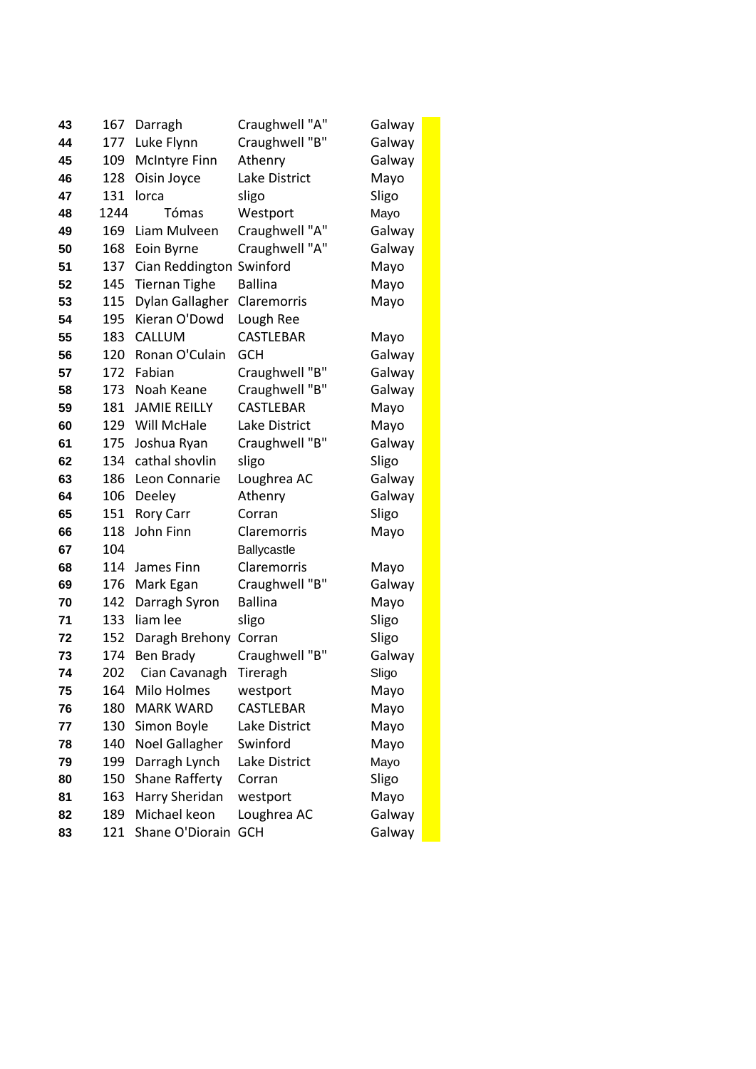| | | | | |
|---|---|---|---|---|
| 43 | 167 | Darragh | Craughwell "A" | Galway |
| 44 | 177 | Luke Flynn | Craughwell "B" | Galway |
| 45 | 109 | McIntyre Finn | Athenry | Galway |
| 46 | 128 | Oisin Joyce | Lake District | Mayo |
| 47 | 131 | lorca | sligo | Sligo |
| 48 | 1244 | Tómas | Westport | Mayo |
| 49 | 169 | Liam Mulveen | Craughwell "A" | Galway |
| 50 | 168 | Eoin Byrne | Craughwell "A" | Galway |
| 51 | 137 | Cian Reddington | Swinford | Mayo |
| 52 | 145 | Tiernan Tighe | Ballina | Mayo |
| 53 | 115 | Dylan Gallagher | Claremorris | Mayo |
| 54 | 195 | Kieran O'Dowd | Lough Ree | |
| 55 | 183 | CALLUM | CASTLEBAR | Mayo |
| 56 | 120 | Ronan O'Culain | GCH | Galway |
| 57 | 172 | Fabian | Craughwell "B" | Galway |
| 58 | 173 | Noah Keane | Craughwell "B" | Galway |
| 59 | 181 | JAMIE REILLY | CASTLEBAR | Mayo |
| 60 | 129 | Will McHale | Lake District | Mayo |
| 61 | 175 | Joshua Ryan | Craughwell "B" | Galway |
| 62 | 134 | cathal shovlin | sligo | Sligo |
| 63 | 186 | Leon Connarie | Loughrea AC | Galway |
| 64 | 106 | Deeley | Athenry | Galway |
| 65 | 151 | Rory Carr | Corran | Sligo |
| 66 | 118 | John Finn | Claremorris | Mayo |
| 67 | 104 | | Ballycastle | |
| 68 | 114 | James Finn | Claremorris | Mayo |
| 69 | 176 | Mark Egan | Craughwell "B" | Galway |
| 70 | 142 | Darragh Syron | Ballina | Mayo |
| 71 | 133 | liam lee | sligo | Sligo |
| 72 | 152 | Daragh Brehony | Corran | Sligo |
| 73 | 174 | Ben Brady | Craughwell "B" | Galway |
| 74 | 202 | Cian Cavanagh | Tireragh | Sligo |
| 75 | 164 | Milo Holmes | westport | Mayo |
| 76 | 180 | MARK WARD | CASTLEBAR | Mayo |
| 77 | 130 | Simon Boyle | Lake District | Mayo |
| 78 | 140 | Noel Gallagher | Swinford | Mayo |
| 79 | 199 | Darragh Lynch | Lake District | Mayo |
| 80 | 150 | Shane Rafferty | Corran | Sligo |
| 81 | 163 | Harry Sheridan | westport | Mayo |
| 82 | 189 | Michael keon | Loughrea AC | Galway |
| 83 | 121 | Shane O'Diorain | GCH | Galway |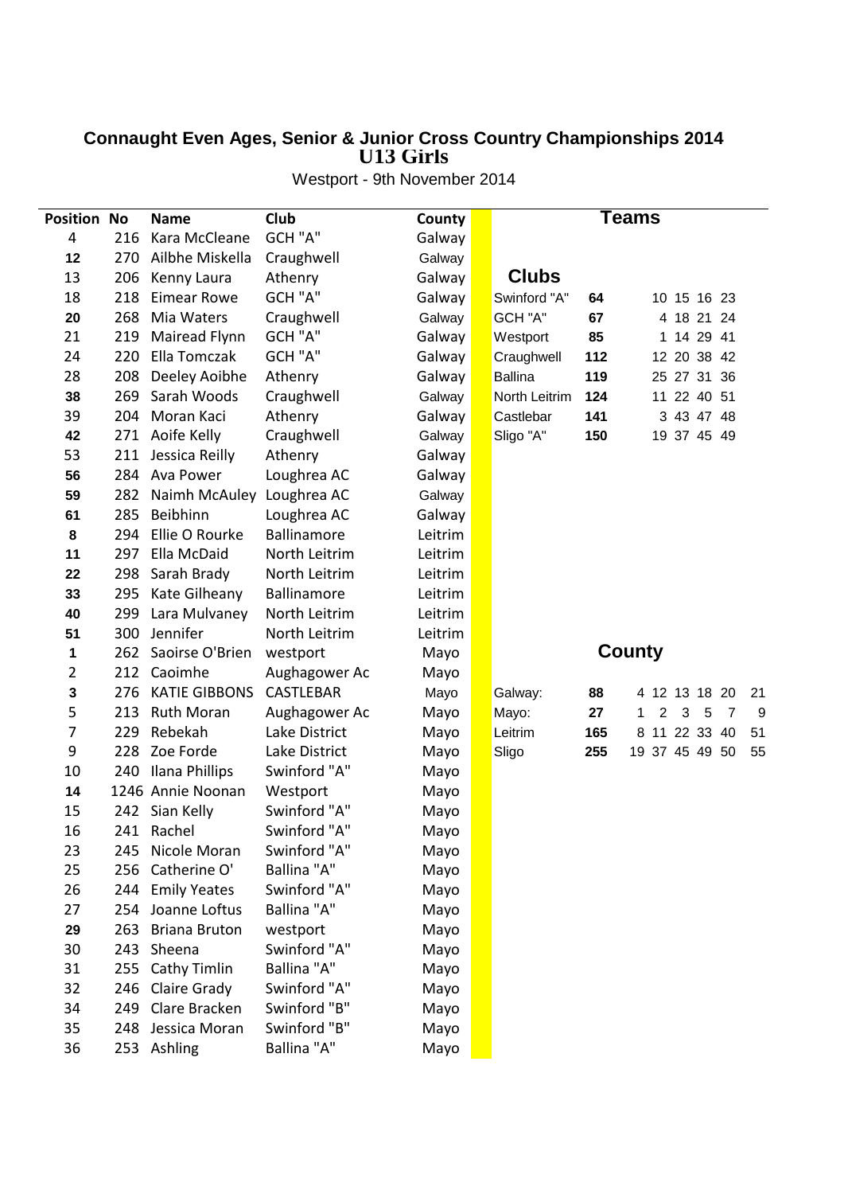## Connaught Even Ages, Senior & Junior Cross Country Championships 2014
### U13 Girls

Westport - 9th November 2014

| Position | No | Name | Club | County |
|---|---|---|---|---|
| 4 | 216 | Kara McCleane | GCH "A" | Galway |
| 12 | 270 | Ailbhe Miskella | Craughwell | Galway |
| 13 | 206 | Kenny Laura | Athenry | Galway |
| 18 | 218 | Eimear Rowe | GCH "A" | Galway |
| 20 | 268 | Mia Waters | Craughwell | Galway |
| 21 | 219 | Mairead Flynn | GCH "A" | Galway |
| 24 | 220 | Ella Tomczak | GCH "A" | Galway |
| 28 | 208 | Deeley Aoibhe | Athenry | Galway |
| 38 | 269 | Sarah Woods | Craughwell | Galway |
| 39 | 204 | Moran Kaci | Athenry | Galway |
| 42 | 271 | Aoife Kelly | Craughwell | Galway |
| 53 | 211 | Jessica Reilly | Athenry | Galway |
| 56 | 284 | Ava Power | Loughrea AC | Galway |
| 59 | 282 | Naimh McAuley | Loughrea AC | Galway |
| 61 | 285 | Beibhinn | Loughrea AC | Galway |
| 8 | 294 | Ellie O Rourke | Ballinamore | Leitrim |
| 11 | 297 | Ella McDaid | North Leitrim | Leitrim |
| 22 | 298 | Sarah Brady | North Leitrim | Leitrim |
| 33 | 295 | Kate Gilheany | Ballinamore | Leitrim |
| 40 | 299 | Lara Mulvaney | North Leitrim | Leitrim |
| 51 | 300 | Jennifer | North Leitrim | Leitrim |
| 1 | 262 | Saoirse O'Brien | westport | Mayo |
| 2 | 212 | Caoimhe | Aughagower Ac | Mayo |
| 3 | 276 | KATIE GIBBONS | CASTLEBAR | Mayo |
| 5 | 213 | Ruth Moran | Aughagower Ac | Mayo |
| 7 | 229 | Rebekah | Lake District | Mayo |
| 9 | 228 | Zoe Forde | Lake District | Mayo |
| 10 | 240 | Ilana Phillips | Swinford "A" | Mayo |
| 14 | 1246 | Annie Noonan | Westport | Mayo |
| 15 | 242 | Sian Kelly | Swinford "A" | Mayo |
| 16 | 241 | Rachel | Swinford "A" | Mayo |
| 23 | 245 | Nicole Moran | Swinford "A" | Mayo |
| 25 | 256 | Catherine O' | Ballina "A" | Mayo |
| 26 | 244 | Emily Yeates | Swinford "A" | Mayo |
| 27 | 254 | Joanne Loftus | Ballina "A" | Mayo |
| 29 | 263 | Briana Bruton | westport | Mayo |
| 30 | 243 | Sheena | Swinford "A" | Mayo |
| 31 | 255 | Cathy Timlin | Ballina "A" | Mayo |
| 32 | 246 | Claire Grady | Swinford "A" | Mayo |
| 34 | 249 | Clare Bracken | Swinford "B" | Mayo |
| 35 | 248 | Jessica Moran | Swinford "B" | Mayo |
| 36 | 253 | Ashling | Ballina "A" | Mayo |

## Teams

### Clubs

| Club | Points | | | | |
|---|---|---|---|---|---|
| Swinford "A" | 64 | 10 | 15 | 16 | 23 |
| GCH "A" | 67 | 4 | 18 | 21 | 24 |
| Westport | 85 | 1 | 14 | 29 | 41 |
| Craughwell | 112 | 12 | 20 | 38 | 42 |
| Ballina | 119 | 25 | 27 | 31 | 36 |
| North Leitrim | 124 | 11 | 22 | 40 | 51 |
| Castlebar | 141 | 3 | 43 | 47 | 48 |
| Sligo "A" | 150 | 19 | 37 | 45 | 49 |

### County

| County | Points | | | | | | |
|---|---|---|---|---|---|---|---|
| Galway: | 88 | 4 | 12 | 13 | 18 | 20 | 21 |
| Mayo: | 27 | 1 | 2 | 3 | 5 | 7 | 9 |
| Leitrim | 165 | 8 | 11 | 22 | 33 | 40 | 51 |
| Sligo | 255 | 19 | 37 | 45 | 49 | 50 | 55 |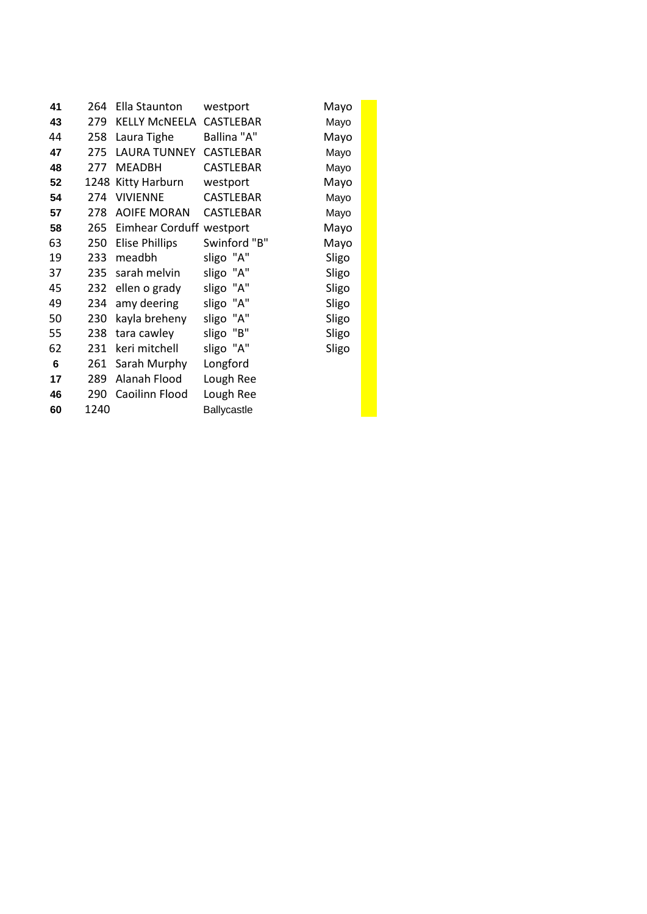| | | | | |
|---|---|---|---|---|
| 41 | 264 | Ella Staunton | westport | Mayo |
| 43 | 279 | KELLY McNEELA | CASTLEBAR | Mayo |
| 44 | 258 | Laura Tighe | Ballina "A" | Mayo |
| 47 | 275 | LAURA TUNNEY | CASTLEBAR | Mayo |
| 48 | 277 | MEADBH | CASTLEBAR | Mayo |
| 52 | 1248 | Kitty Harburn | westport | Mayo |
| 54 | 274 | VIVIENNE | CASTLEBAR | Mayo |
| 57 | 278 | AOIFE MORAN | CASTLEBAR | Mayo |
| 58 | 265 | Eimhear Corduff | westport | Mayo |
| 63 | 250 | Elise Phillips | Swinford "B" | Mayo |
| 19 | 233 | meadbh | sligo "A" | Sligo |
| 37 | 235 | sarah melvin | sligo "A" | Sligo |
| 45 | 232 | ellen o grady | sligo "A" | Sligo |
| 49 | 234 | amy deering | sligo "A" | Sligo |
| 50 | 230 | kayla breheny | sligo "A" | Sligo |
| 55 | 238 | tara cawley | sligo "B" | Sligo |
| 62 | 231 | keri mitchell | sligo "A" | Sligo |
| 6 | 261 | Sarah Murphy | Longford | |
| 17 | 289 | Alanah Flood | Lough Ree | |
| 46 | 290 | Caoilinn Flood | Lough Ree | |
| 60 | 1240 | | Ballycastle | |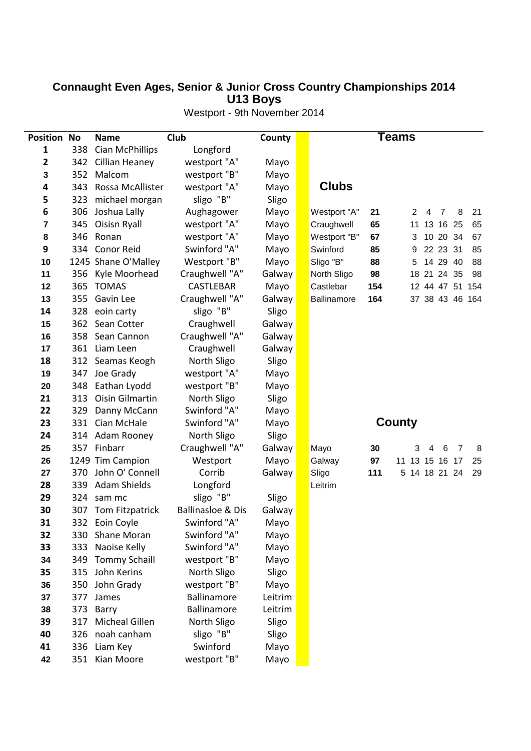# Connaught Even Ages, Senior & Junior Cross Country Championships 2014

## U13 Boys

Westport - 9th November 2014

| Position | No | Name | Club | County |
|---|---|---|---|---|
| 1 | 338 | Cian McPhillips | Longford | |
| 2 | 342 | Cillian Heaney | westport "A" | Mayo |
| 3 | 352 | Malcom | westport "B" | Mayo |
| 4 | 343 | Rossa McAllister | westport "A" | Mayo |
| 5 | 323 | michael morgan | sligo "B" | Sligo |
| 6 | 306 | Joshua Lally | Aughagower | Mayo |
| 7 | 345 | Oisisn Ryall | westport "A" | Mayo |
| 8 | 346 | Ronan | westport "A" | Mayo |
| 9 | 334 | Conor Reid | Swinford "A" | Mayo |
| 10 | 1245 | Shane O'Malley | Westport "B" | Mayo |
| 11 | 356 | Kyle Moorhead | Craughwell "A" | Galway |
| 12 | 365 | TOMAS | CASTLEBAR | Mayo |
| 13 | 355 | Gavin Lee | Craughwell "A" | Galway |
| 14 | 328 | eoin carty | sligo "B" | Sligo |
| 15 | 362 | Sean Cotter | Craughwell | Galway |
| 16 | 358 | Sean Cannon | Craughwell "A" | Galway |
| 17 | 361 | Liam Leen | Craughwell | Galway |
| 18 | 312 | Seamas Keogh | North Sligo | Sligo |
| 19 | 347 | Joe Grady | westport "A" | Mayo |
| 20 | 348 | Eathan Lyodd | westport "B" | Mayo |
| 21 | 313 | Oisin Gilmartin | North Sligo | Sligo |
| 22 | 329 | Danny McCann | Swinford "A" | Mayo |
| 23 | 331 | Cian McHale | Swinford "A" | Mayo |
| 24 | 314 | Adam Rooney | North Sligo | Sligo |
| 25 | 357 | Finbarr | Craughwell "A" | Galway |
| 26 | 1249 | Tim Campion | Westport | Mayo |
| 27 | 370 | John O' Connell | Corrib | Galway |
| 28 | 339 | Adam Shields | Longford | |
| 29 | 324 | sam mc | sligo "B" | Sligo |
| 30 | 307 | Tom Fitzpatrick | Ballinasloe & Dis | Galway |
| 31 | 332 | Eoin Coyle | Swinford "A" | Mayo |
| 32 | 330 | Shane Moran | Swinford "A" | Mayo |
| 33 | 333 | Naoise Kelly | Swinford "A" | Mayo |
| 34 | 349 | Tommy Schaill | westport "B" | Mayo |
| 35 | 315 | John Kerins | North Sligo | Sligo |
| 36 | 350 | John Grady | westport "B" | Mayo |
| 37 | 377 | James | Ballinamore | Leitrim |
| 38 | 373 | Barry | Ballinamore | Leitrim |
| 39 | 317 | Micheal Gillen | North Sligo | Sligo |
| 40 | 326 | noah canham | sligo "B" | Sligo |
| 41 | 336 | Liam Key | Swinford | Mayo |
| 42 | 351 | Kian Moore | westport "B" | Mayo |

## Teams

### Clubs

| Club | Total | | | | | |
|---|---|---|---|---|---|---|
| Westport "A" | 21 | 2 | 4 | 7 | 8 | 21 |
| Craughwell | 65 | 11 | 13 | 16 | 25 | 65 |
| Westport "B" | 67 | 3 | 10 | 20 | 34 | 67 |
| Swinford | 85 | 9 | 22 | 23 | 31 | 85 |
| Sligo "B" | 88 | 5 | 14 | 29 | 40 | 88 |
| North Sligo | 98 | 18 | 21 | 24 | 35 | 98 |
| Castlebar | 154 | 12 | 44 | 47 | 51 | 154 |
| Ballinamore | 164 | 37 | 38 | 43 | 46 | 164 |

### County

| County | Total | | | | | | |
|---|---|---|---|---|---|---|---|
| Mayo | 30 | 3 | 4 | 6 | 7 | 8 | |
| Galway | 97 | 11 | 13 | 15 | 16 | 17 | 25 |
| Sligo | 111 | 5 | 14 | 18 | 21 | 24 | 29 |
| Leitrim | | | | | | | |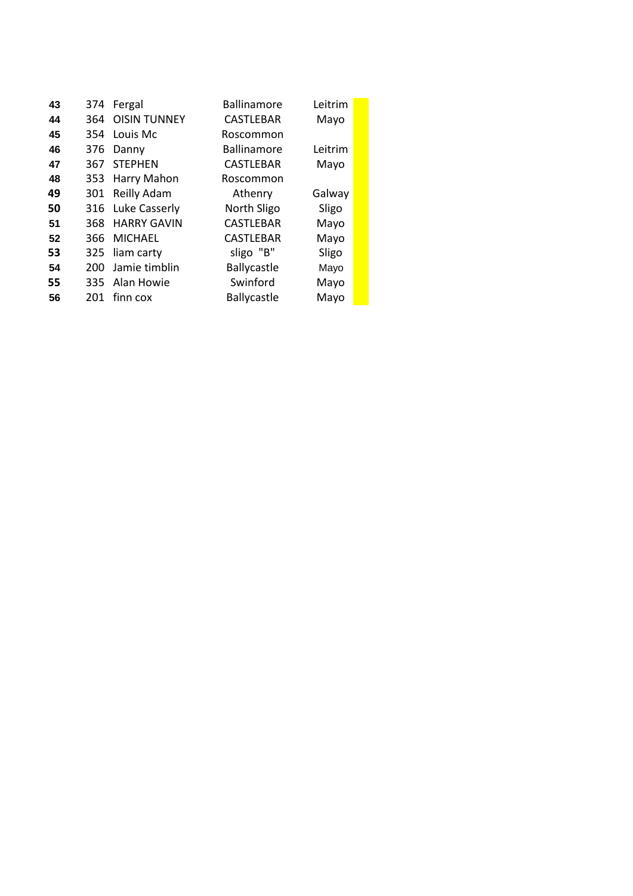| | | | | |
|---|---|---|---|---|
| **43** | 374 | Fergal | Ballinamore | Leitrim |
| **44** | 364 | OISIN TUNNEY | CASTLEBAR | Mayo |
| **45** | 354 | Louis Mc | Roscommon | |
| **46** | 376 | Danny | Ballinamore | Leitrim |
| **47** | 367 | STEPHEN | CASTLEBAR | Mayo |
| **48** | 353 | Harry Mahon | Roscommon | |
| **49** | 301 | Reilly Adam | Athenry | Galway |
| **50** | 316 | Luke Casserly | North Sligo | Sligo |
| **51** | 368 | HARRY GAVIN | CASTLEBAR | Mayo |
| **52** | 366 | MICHAEL | CASTLEBAR | Mayo |
| **53** | 325 | liam carty | sligo "B" | Sligo |
| **54** | 200 | Jamie timblin | Ballycastle | Mayo |
| **55** | 335 | Alan Howie | Swinford | Mayo |
| **56** | 201 | finn cox | Ballycastle | Mayo |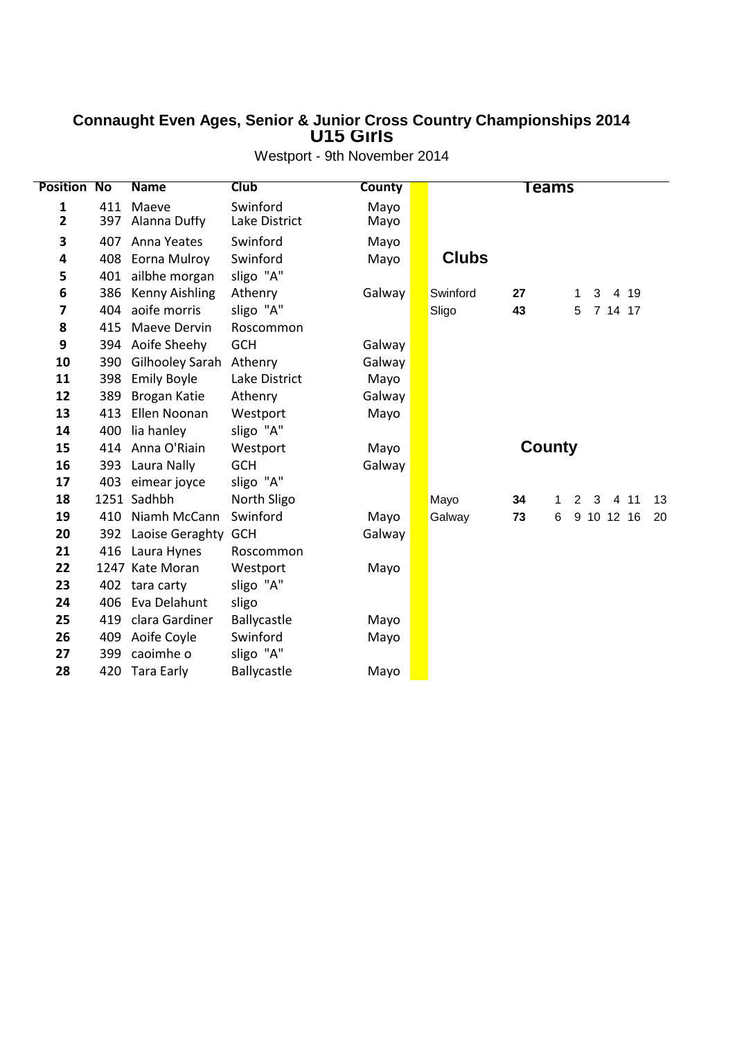# Connaught Even Ages, Senior & Junior Cross Country Championships 2014

## U15 Girls

Westport - 9th November 2014

| Position | No | Name | Club | County |
|---|---|---|---|---|
| 1 | 411 | Maeve | Swinford | Mayo |
| 2 | 397 | Alanna Duffy | Lake District | Mayo |
| 3 | 407 | Anna Yeates | Swinford | Mayo |
| 4 | 408 | Eorna Mulroy | Swinford | Mayo |
| 5 | 401 | ailbhe morgan | sligo "A" | |
| 6 | 386 | Kenny Aishling | Athenry | Galway |
| 7 | 404 | aoife morris | sligo "A" | |
| 8 | 415 | Maeve Dervin | Roscommon | |
| 9 | 394 | Aoife Sheehy | GCH | Galway |
| 10 | 390 | Gilhooley Sarah | Athenry | Galway |
| 11 | 398 | Emily Boyle | Lake District | Mayo |
| 12 | 389 | Brogan Katie | Athenry | Galway |
| 13 | 413 | Ellen Noonan | Westport | Mayo |
| 14 | 400 | lia hanley | sligo "A" | |
| 15 | 414 | Anna O'Riain | Westport | Mayo |
| 16 | 393 | Laura Nally | GCH | Galway |
| 17 | 403 | eimear joyce | sligo "A" | |
| 18 | 1251 | Sadhbh | North Sligo | |
| 19 | 410 | Niamh McCann | Swinford | Mayo |
| 20 | 392 | Laoise Geraghty | GCH | Galway |
| 21 | 416 | Laura Hynes | Roscommon | |
| 22 | 1247 | Kate Moran | Westport | Mayo |
| 23 | 402 | tara carty | sligo "A" | |
| 24 | 406 | Eva Delahunt | sligo | |
| 25 | 419 | clara Gardiner | Ballycastle | Mayo |
| 26 | 409 | Aoife Coyle | Swinford | Mayo |
| 27 | 399 | caoimhe o | sligo "A" | |
| 28 | 420 | Tara Early | Ballycastle | Mayo |

## Teams

### Clubs

| Club | Points | | | | | | |
|---|---|---|---|---|---|---|---|
| Swinford | **27** | 1 | 3 | 4 | 19 | | |
| Sligo | **43** | 5 | 7 | 14 | 17 | | |

### County

| County | Points | | | | | | |
|---|---|---|---|---|---|---|---|
| Mayo | **34** | 1 | 2 | 3 | 4 | 11 | 13 |
| Galway | **73** | 6 | 9 | 10 | 12 | 16 | 20 |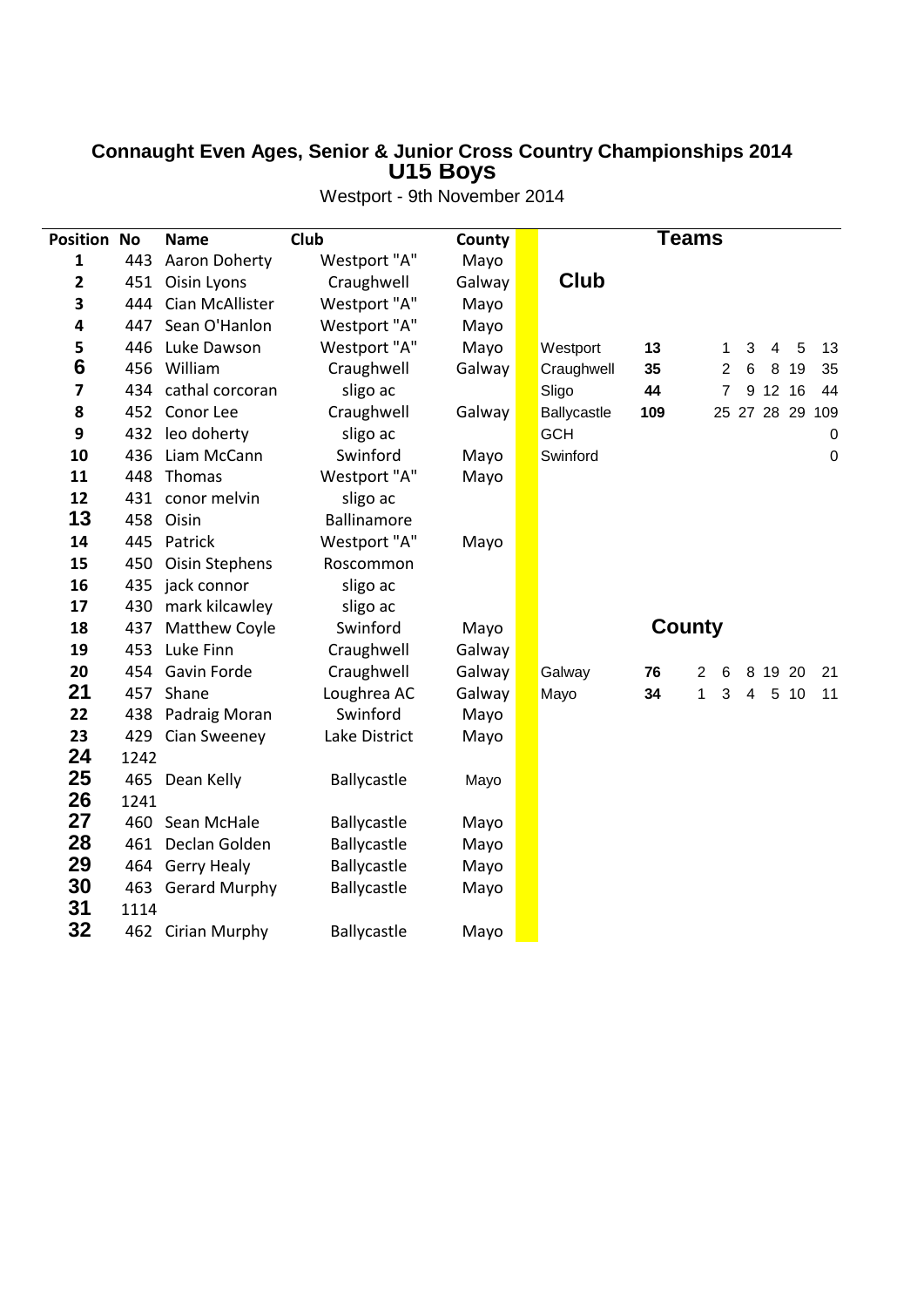# Connaught Even Ages, Senior & Junior Cross Country Championships 2014

## U15 Boys

Westport - 9th November 2014

| Position | No | Name | Club | County |
|---|---|---|---|---|
| 1 | 443 | Aaron Doherty | Westport "A" | Mayo |
| 2 | 451 | Oisin Lyons | Craughwell | Galway |
| 3 | 444 | Cian McAllister | Westport "A" | Mayo |
| 4 | 447 | Sean O'Hanlon | Westport "A" | Mayo |
| 5 | 446 | Luke Dawson | Westport "A" | Mayo |
| 6 | 456 | William | Craughwell | Galway |
| 7 | 434 | cathal corcoran | sligo ac | |
| 8 | 452 | Conor Lee | Craughwell | Galway |
| 9 | 432 | leo doherty | sligo ac | |
| 10 | 436 | Liam McCann | Swinford | Mayo |
| 11 | 448 | Thomas | Westport "A" | Mayo |
| 12 | 431 | conor melvin | sligo ac | |
| 13 | 458 | Oisin | Ballinamore | |
| 14 | 445 | Patrick | Westport "A" | Mayo |
| 15 | 450 | Oisin Stephens | Roscommon | |
| 16 | 435 | jack connor | sligo ac | |
| 17 | 430 | mark kilcawley | sligo ac | |
| 18 | 437 | Matthew Coyle | Swinford | Mayo |
| 19 | 453 | Luke Finn | Craughwell | Galway |
| 20 | 454 | Gavin Forde | Craughwell | Galway |
| 21 | 457 | Shane | Loughrea AC | Galway |
| 22 | 438 | Padraig Moran | Swinford | Mayo |
| 23 | 429 | Cian Sweeney | Lake District | Mayo |
| 24 | 1242 | | | |
| 25 | 465 | Dean Kelly | Ballycastle | Mayo |
| 26 | 1241 | | | |
| 27 | 460 | Sean McHale | Ballycastle | Mayo |
| 28 | 461 | Declan Golden | Ballycastle | Mayo |
| 29 | 464 | Gerry Healy | Ballycastle | Mayo |
| 30 | 463 | Gerard Murphy | Ballycastle | Mayo |
| 31 | 1114 | | | |
| 32 | 462 | Cirian Murphy | Ballycastle | Mayo |

### Teams

**Club**

| Club | Total | | | | | |
|---|---|---|---|---|---|---|
| Westport | 13 | 1 | 3 | 4 | 5 | 13 |
| Craughwell | 35 | 2 | 6 | 8 | 19 | 35 |
| Sligo | 44 | 7 | 9 | 12 | 16 | 44 |
| Ballycastle | 109 | 25 | 27 | 28 | 29 | 109 |
| GCH | | | | | | 0 |
| Swinford | | | | | | 0 |

**County**

| County | Total | | | | | | |
|---|---|---|---|---|---|---|---|
| Galway | 76 | 2 | 6 | 8 | 19 | 20 | 21 |
| Mayo | 34 | 1 | 3 | 4 | 5 | 10 | 11 |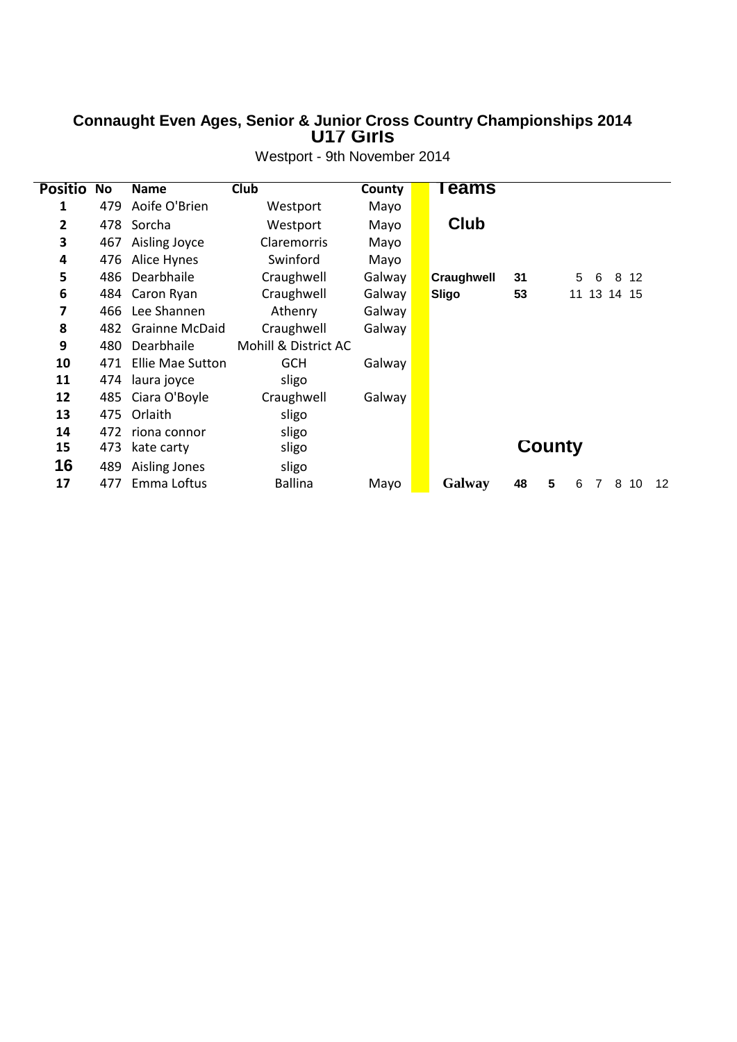# Connaught Even Ages, Senior & Junior Cross Country Championships 2014

## U17 Girls

Westport - 9th November 2014

| Positio | No | Name | Club | County |
|---|---|---|---|---|
| 1 | 479 | Aoife O'Brien | Westport | Mayo |
| 2 | 478 | Sorcha | Westport | Mayo |
| 3 | 467 | Aisling Joyce | Claremorris | Mayo |
| 4 | 476 | Alice Hynes | Swinford | Mayo |
| 5 | 486 | Dearbhaile | Craughwell | Galway |
| 6 | 484 | Caron Ryan | Craughwell | Galway |
| 7 | 466 | Lee Shannen | Athenry | Galway |
| 8 | 482 | Grainne McDaid | Craughwell | Galway |
| 9 | 480 | Dearbhaile | Mohill & District AC | |
| 10 | 471 | Ellie Mae Sutton | GCH | Galway |
| 11 | 474 | laura joyce | sligo | |
| 12 | 485 | Ciara O'Boyle | Craughwell | Galway |
| 13 | 475 | Orlaith | sligo | |
| 14 | 472 | riona connor | sligo | |
| 15 | 473 | kate carty | sligo | |
| 16 | 489 | Aisling Jones | sligo | |
| 17 | 477 | Emma Loftus | Ballina | Mayo |

## Teams

### Club

| Team | Points | Positions |
|---|---|---|
| Craughwell | 31 | 5 6 8 12 |
| Sligo | 53 | 11 13 14 15 |

### County

| Team | Points | Positions |
|---|---|---|
| Galway | 48 | 5 6 7 8 10 12 |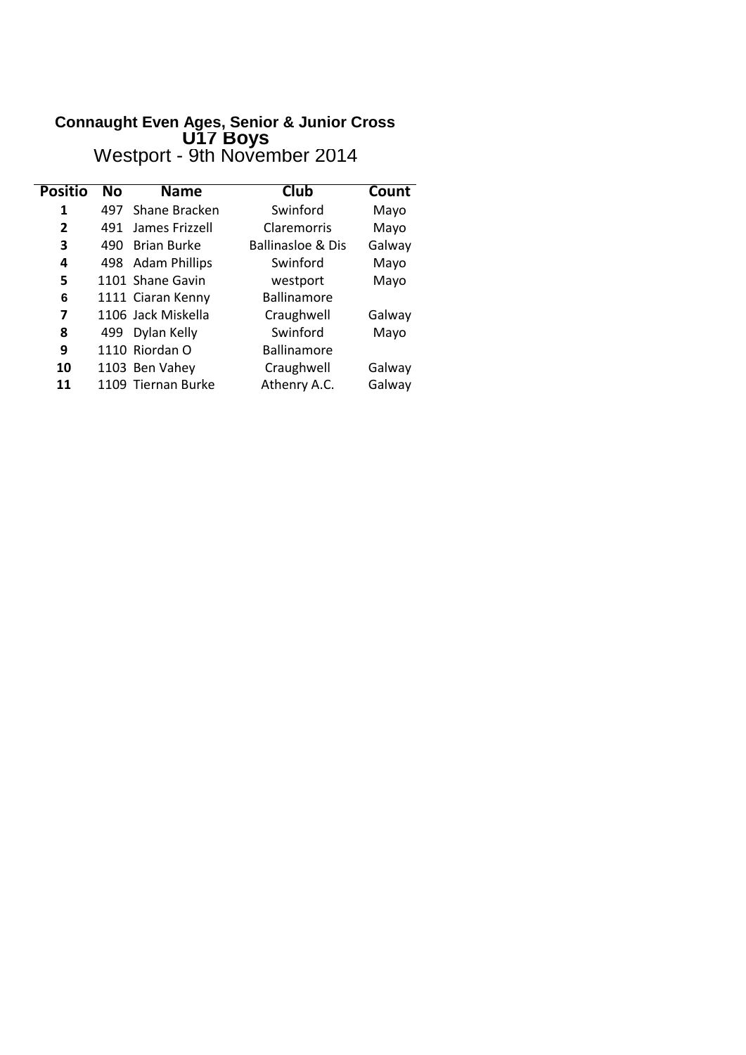**Connaught Even Ages, Senior & Junior Cross**

**U17 Boys**

Westport - 9th November 2014

| Positio | No | Name | Club | Count |
|---|---|---|---|---|
| 1 | 497 | Shane Bracken | Swinford | Mayo |
| 2 | 491 | James Frizzell | Claremorris | Mayo |
| 3 | 490 | Brian Burke | Ballinasloe & Dis | Galway |
| 4 | 498 | Adam Phillips | Swinford | Mayo |
| 5 | 1101 | Shane Gavin | westport | Mayo |
| 6 | 1111 | Ciaran Kenny | Ballinamore | |
| 7 | 1106 | Jack Miskella | Craughwell | Galway |
| 8 | 499 | Dylan Kelly | Swinford | Mayo |
| 9 | 1110 | Riordan O | Ballinamore | |
| 10 | 1103 | Ben Vahey | Craughwell | Galway |
| 11 | 1109 | Tiernan Burke | Athenry A.C. | Galway |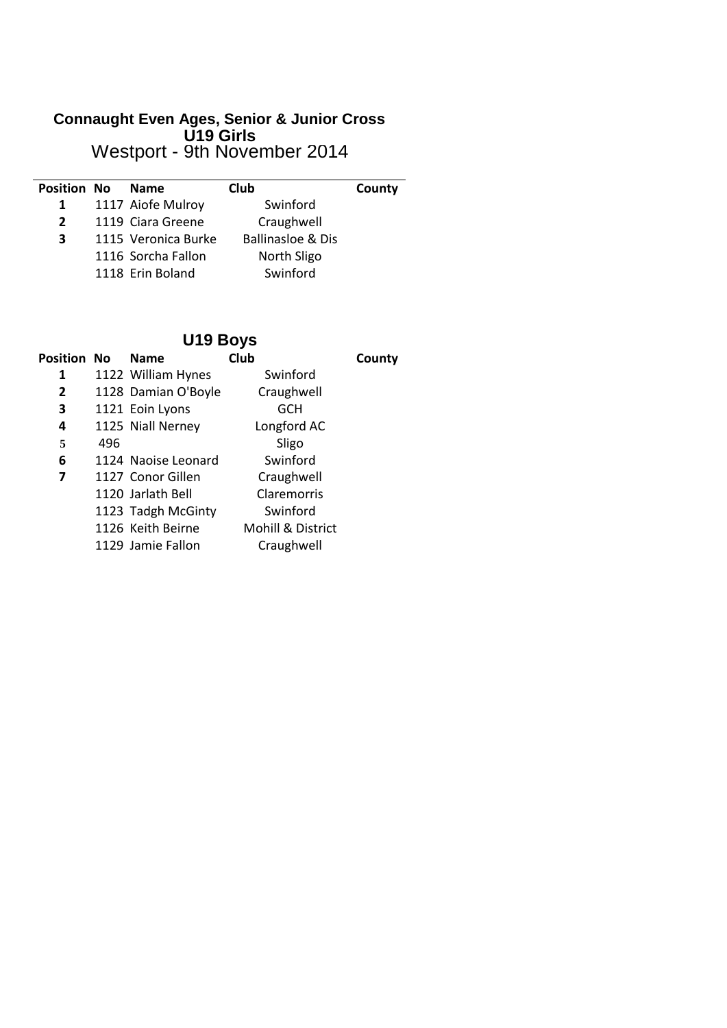# Connaught Even Ages, Senior & Junior Cross

## U19 Girls

Westport - 9th November 2014

| Position | No | Name | Club | County |
|---|---|---|---|---|
| 1 | 1117 | Aiofe Mulroy | Swinford | |
| 2 | 1119 | Ciara Greene | Craughwell | |
| 3 | 1115 | Veronica Burke | Ballinasloe & Dis | |
| | 1116 | Sorcha Fallon | North Sligo | |
| | 1118 | Erin Boland | Swinford | |

## U19 Boys

| Position | No | Name | Club | County |
|---|---|---|---|---|
| 1 | 1122 | William Hynes | Swinford | |
| 2 | 1128 | Damian O'Boyle | Craughwell | |
| 3 | 1121 | Eoin Lyons | GCH | |
| 4 | 1125 | Niall Nerney | Longford AC | |
| 5 | 496 | | Sligo | |
| 6 | 1124 | Naoise Leonard | Swinford | |
| 7 | 1127 | Conor Gillen | Craughwell | |
| | 1120 | Jarlath Bell | Claremorris | |
| | 1123 | Tadgh McGinty | Swinford | |
| | 1126 | Keith Beirne | Mohill & District | |
| | 1129 | Jamie Fallon | Craughwell | |